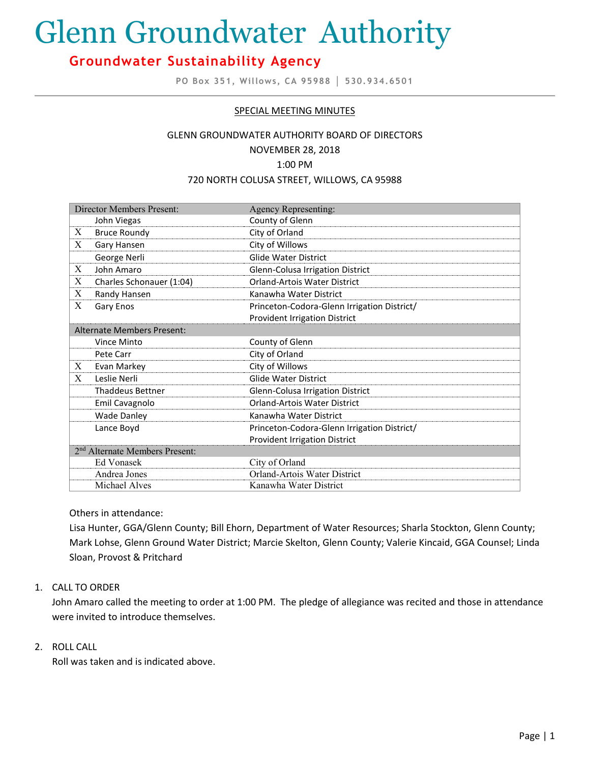# Glenn Groundwater Authority

## Groundwater Sustainability Agency

PO Box 351, Willows, CA 95988 | 530.934.6501

SPECIAL MEETING MINUTES

GLENN GROUNDWATER AUTHORITY BOARD OF DIRECTORS
NOVEMBER 28, 2018
1:00 PM
720 NORTH COLUSA STREET, WILLOWS, CA 95988

| | Director Members Present: | Agency Representing: |
|---|---|---|
| | John Viegas | County of Glenn |
| X | Bruce Roundy | City of Orland |
| X | Gary Hansen | City of Willows |
| | George Nerli | Glide Water District |
| X | John Amaro | Glenn-Colusa Irrigation District |
| X | Charles Schonauer (1:04) | Orland-Artois Water District |
| X | Randy Hansen | Kanawha Water District |
| X | Gary Enos | Princeton-Codora-Glenn Irrigation District/ Provident Irrigation District |
| | **Alternate Members Present:** | |
| | Vince Minto | County of Glenn |
| | Pete Carr | City of Orland |
| X | Evan Markey | City of Willows |
| X | Leslie Nerli | Glide Water District |
| | Thaddeus Bettner | Glenn-Colusa Irrigation District |
| | Emil Cavagnolo | Orland-Artois Water District |
| | Wade Danley | Kanawha Water District |
| | Lance Boyd | Princeton-Codora-Glenn Irrigation District/ Provident Irrigation District |
| | **2nd Alternate Members Present:** | |
| | Ed Vonasek | City of Orland |
| | Andrea Jones | Orland-Artois Water District |
| | Michael Alves | Kanawha Water District |

Others in attendance:

Lisa Hunter, GGA/Glenn County; Bill Ehorn, Department of Water Resources; Sharla Stockton, Glenn County; Mark Lohse, Glenn Ground Water District; Marcie Skelton, Glenn County; Valerie Kincaid, GGA Counsel; Linda Sloan, Provost & Pritchard

1. CALL TO ORDER

   John Amaro called the meeting to order at 1:00 PM. The pledge of allegiance was recited and those in attendance were invited to introduce themselves.

2. ROLL CALL

   Roll was taken and is indicated above.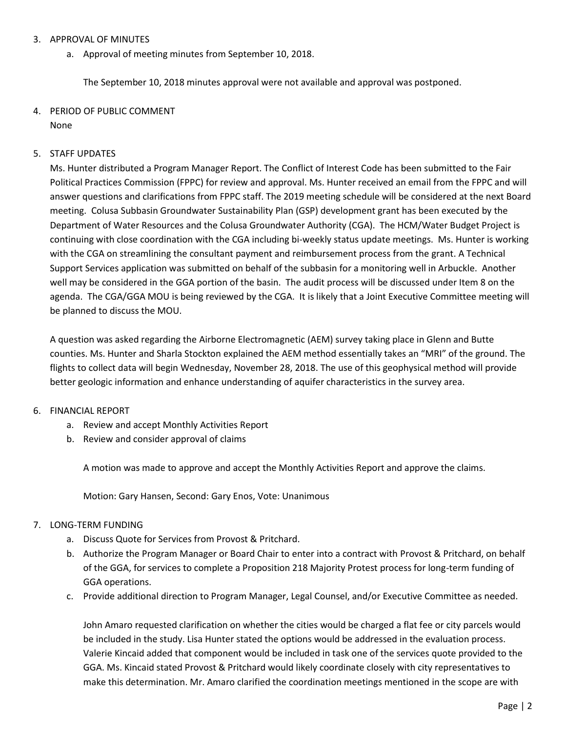3. APPROVAL OF MINUTES
   a. Approval of meeting minutes from September 10, 2018.

      The September 10, 2018 minutes approval were not available and approval was postponed.

4. PERIOD OF PUBLIC COMMENT
   None

5. STAFF UPDATES
   Ms. Hunter distributed a Program Manager Report. The Conflict of Interest Code has been submitted to the Fair Political Practices Commission (FPPC) for review and approval. Ms. Hunter received an email from the FPPC and will answer questions and clarifications from FPPC staff. The 2019 meeting schedule will be considered at the next Board meeting. Colusa Subbasin Groundwater Sustainability Plan (GSP) development grant has been executed by the Department of Water Resources and the Colusa Groundwater Authority (CGA). The HCM/Water Budget Project is continuing with close coordination with the CGA including bi-weekly status update meetings. Ms. Hunter is working with the CGA on streamlining the consultant payment and reimbursement process from the grant. A Technical Support Services application was submitted on behalf of the subbasin for a monitoring well in Arbuckle. Another well may be considered in the GGA portion of the basin. The audit process will be discussed under Item 8 on the agenda. The CGA/GGA MOU is being reviewed by the CGA. It is likely that a Joint Executive Committee meeting will be planned to discuss the MOU.

   A question was asked regarding the Airborne Electromagnetic (AEM) survey taking place in Glenn and Butte counties. Ms. Hunter and Sharla Stockton explained the AEM method essentially takes an "MRI" of the ground. The flights to collect data will begin Wednesday, November 28, 2018. The use of this geophysical method will provide better geologic information and enhance understanding of aquifer characteristics in the survey area.

6. FINANCIAL REPORT
   a. Review and accept Monthly Activities Report
   b. Review and consider approval of claims

      A motion was made to approve and accept the Monthly Activities Report and approve the claims.

      Motion: Gary Hansen, Second: Gary Enos, Vote: Unanimous

7. LONG-TERM FUNDING
   a. Discuss Quote for Services from Provost & Pritchard.
   b. Authorize the Program Manager or Board Chair to enter into a contract with Provost & Pritchard, on behalf of the GGA, for services to complete a Proposition 218 Majority Protest process for long-term funding of GGA operations.
   c. Provide additional direction to Program Manager, Legal Counsel, and/or Executive Committee as needed.

      John Amaro requested clarification on whether the cities would be charged a flat fee or city parcels would be included in the study. Lisa Hunter stated the options would be addressed in the evaluation process. Valerie Kincaid added that component would be included in task one of the services quote provided to the GGA. Ms. Kincaid stated Provost & Pritchard would likely coordinate closely with city representatives to make this determination. Mr. Amaro clarified the coordination meetings mentioned in the scope are with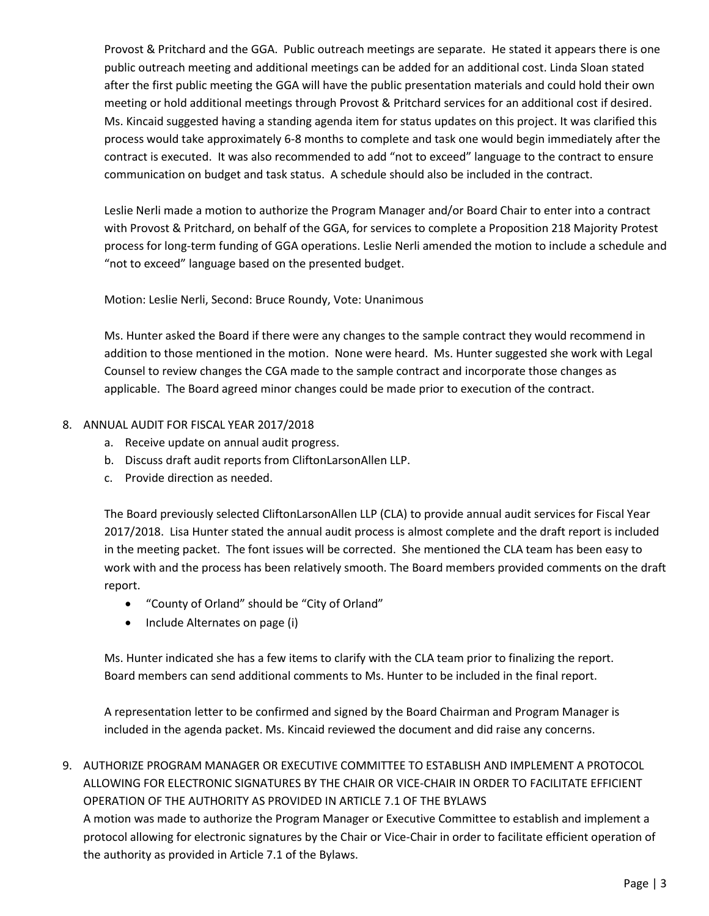Provost & Pritchard and the GGA. Public outreach meetings are separate. He stated it appears there is one public outreach meeting and additional meetings can be added for an additional cost. Linda Sloan stated after the first public meeting the GGA will have the public presentation materials and could hold their own meeting or hold additional meetings through Provost & Pritchard services for an additional cost if desired. Ms. Kincaid suggested having a standing agenda item for status updates on this project. It was clarified this process would take approximately 6-8 months to complete and task one would begin immediately after the contract is executed. It was also recommended to add "not to exceed" language to the contract to ensure communication on budget and task status. A schedule should also be included in the contract.

Leslie Nerli made a motion to authorize the Program Manager and/or Board Chair to enter into a contract with Provost & Pritchard, on behalf of the GGA, for services to complete a Proposition 218 Majority Protest process for long-term funding of GGA operations. Leslie Nerli amended the motion to include a schedule and "not to exceed" language based on the presented budget.

Motion: Leslie Nerli, Second: Bruce Roundy, Vote: Unanimous

Ms. Hunter asked the Board if there were any changes to the sample contract they would recommend in addition to those mentioned in the motion. None were heard. Ms. Hunter suggested she work with Legal Counsel to review changes the CGA made to the sample contract and incorporate those changes as applicable. The Board agreed minor changes could be made prior to execution of the contract.

8. ANNUAL AUDIT FOR FISCAL YEAR 2017/2018
   a. Receive update on annual audit progress.
   b. Discuss draft audit reports from CliftonLarsonAllen LLP.
   c. Provide direction as needed.

   The Board previously selected CliftonLarsonAllen LLP (CLA) to provide annual audit services for Fiscal Year 2017/2018. Lisa Hunter stated the annual audit process is almost complete and the draft report is included in the meeting packet. The font issues will be corrected. She mentioned the CLA team has been easy to work with and the process has been relatively smooth. The Board members provided comments on the draft report.

   - "County of Orland" should be "City of Orland"
   - Include Alternates on page (i)

   Ms. Hunter indicated she has a few items to clarify with the CLA team prior to finalizing the report. Board members can send additional comments to Ms. Hunter to be included in the final report.

   A representation letter to be confirmed and signed by the Board Chairman and Program Manager is included in the agenda packet. Ms. Kincaid reviewed the document and did raise any concerns.

9. AUTHORIZE PROGRAM MANAGER OR EXECUTIVE COMMITTEE TO ESTABLISH AND IMPLEMENT A PROTOCOL ALLOWING FOR ELECTRONIC SIGNATURES BY THE CHAIR OR VICE-CHAIR IN ORDER TO FACILITATE EFFICIENT OPERATION OF THE AUTHORITY AS PROVIDED IN ARTICLE 7.1 OF THE BYLAWS
   A motion was made to authorize the Program Manager or Executive Committee to establish and implement a protocol allowing for electronic signatures by the Chair or Vice-Chair in order to facilitate efficient operation of the authority as provided in Article 7.1 of the Bylaws.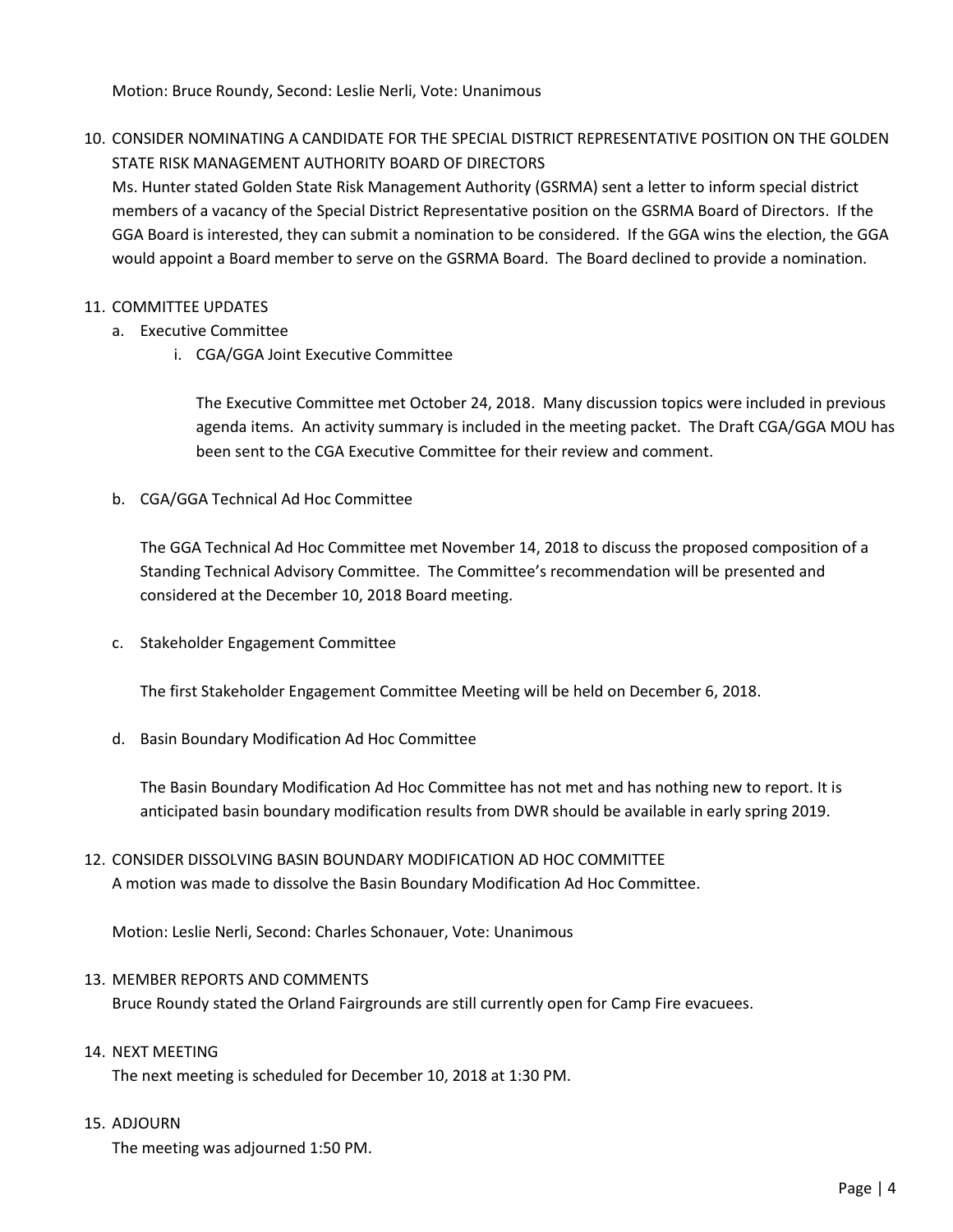Motion: Bruce Roundy, Second: Leslie Nerli, Vote: Unanimous

10. CONSIDER NOMINATING A CANDIDATE FOR THE SPECIAL DISTRICT REPRESENTATIVE POSITION ON THE GOLDEN STATE RISK MANAGEMENT AUTHORITY BOARD OF DIRECTORS
    Ms. Hunter stated Golden State Risk Management Authority (GSRMA) sent a letter to inform special district members of a vacancy of the Special District Representative position on the GSRMA Board of Directors. If the GGA Board is interested, they can submit a nomination to be considered. If the GGA wins the election, the GGA would appoint a Board member to serve on the GSRMA Board. The Board declined to provide a nomination.

11. COMMITTEE UPDATES
    a. Executive Committee
        i. CGA/GGA Joint Executive Committee

            The Executive Committee met October 24, 2018. Many discussion topics were included in previous agenda items. An activity summary is included in the meeting packet. The Draft CGA/GGA MOU has been sent to the CGA Executive Committee for their review and comment.

    b. CGA/GGA Technical Ad Hoc Committee

        The GGA Technical Ad Hoc Committee met November 14, 2018 to discuss the proposed composition of a Standing Technical Advisory Committee. The Committee's recommendation will be presented and considered at the December 10, 2018 Board meeting.

    c. Stakeholder Engagement Committee

        The first Stakeholder Engagement Committee Meeting will be held on December 6, 2018.

    d. Basin Boundary Modification Ad Hoc Committee

        The Basin Boundary Modification Ad Hoc Committee has not met and has nothing new to report. It is anticipated basin boundary modification results from DWR should be available in early spring 2019.

12. CONSIDER DISSOLVING BASIN BOUNDARY MODIFICATION AD HOC COMMITTEE
    A motion was made to dissolve the Basin Boundary Modification Ad Hoc Committee.

    Motion: Leslie Nerli, Second: Charles Schonauer, Vote: Unanimous

13. MEMBER REPORTS AND COMMENTS
    Bruce Roundy stated the Orland Fairgrounds are still currently open for Camp Fire evacuees.

14. NEXT MEETING
    The next meeting is scheduled for December 10, 2018 at 1:30 PM.

15. ADJOURN
    The meeting was adjourned 1:50 PM.